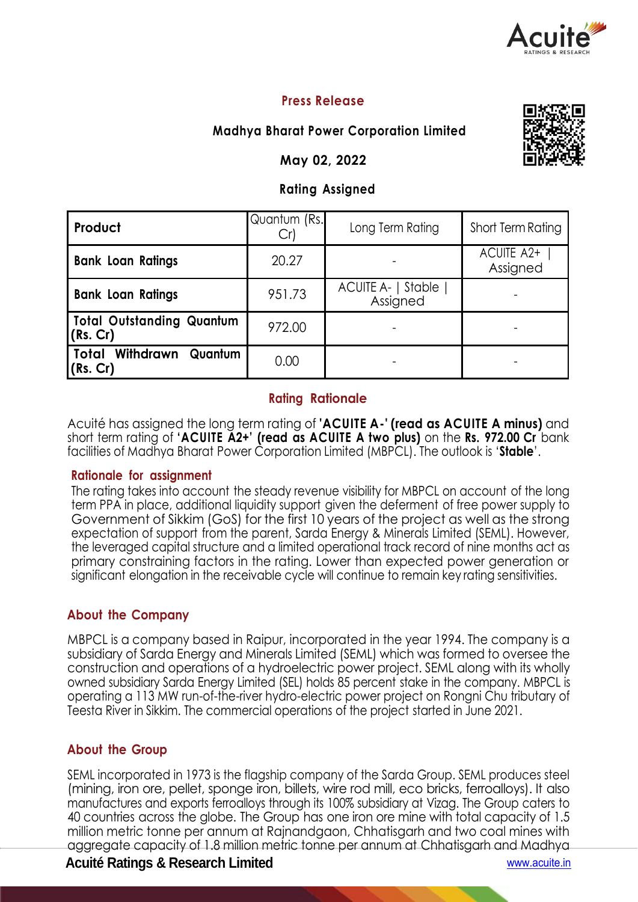## Press Release

### Madhya Bharat Power Corporation Limited

### May 02, 2022

### Rating Assigned

| Product | Quantum (Rs. Cr) | Long Term Rating | Short Term Rating |
|---|---|---|---|
| **Bank Loan Ratings** | 20.27 | - | ACUITE A2+ \| Assigned |
| **Bank Loan Ratings** | 951.73 | ACUITE A- \| Stable \| Assigned | - |
| **Total Outstanding Quantum (Rs. Cr)** | 972.00 | - | - |
| **Total Withdrawn Quantum (Rs. Cr)** | 0.00 | - | - |

## Rating Rationale

Acuité has assigned the long term rating of **'ACUITE A-' (read as ACUITE A minus)** and short term rating of **'ACUITE A2+' (read as ACUITE A two plus)** on the **Rs. 972.00 Cr** bank facilities of Madhya Bharat Power Corporation Limited (MBPCL). The outlook is '**Stable**'.

### Rationale for assignment

The rating takes into account the steady revenue visibility for MBPCL on account of the long term PPA in place, additional liquidity support given the deferment of free power supply to Government of Sikkim (GoS) for the first 10 years of the project as well as the strong expectation of support from the parent, Sarda Energy & Minerals Limited (SEML). However, the leveraged capital structure and a limited operational track record of nine months act as primary constraining factors in the rating. Lower than expected power generation or significant elongation in the receivable cycle will continue to remain key rating sensitivities.

## About the Company

MBPCL is a company based in Raipur, incorporated in the year 1994. The company is a subsidiary of Sarda Energy and Minerals Limited (SEML) which was formed to oversee the construction and operations of a hydroelectric power project. SEML along with its wholly owned subsidiary Sarda Energy Limited (SEL) holds 85 percent stake in the company. MBPCL is operating a 113 MW run-of-the-river hydro-electric power project on Rongni Chu tributary of Teesta River in Sikkim. The commercial operations of the project started in June 2021.

## About the Group

SEML incorporated in 1973 is the flagship company of the Sarda Group. SEML produces steel (mining, iron ore, pellet, sponge iron, billets, wire rod mill, eco bricks, ferroalloys). It also manufactures and exports ferroalloys through its 100% subsidiary at Vizag. The Group caters to 40 countries across the globe. The Group has one iron ore mine with total capacity of 1.5 million metric tonne per annum at Rajnandgaon, Chhatisgarh and two coal mines with aggregate capacity of 1.8 million metric tonne per annum at Chhatisgarh and Madhya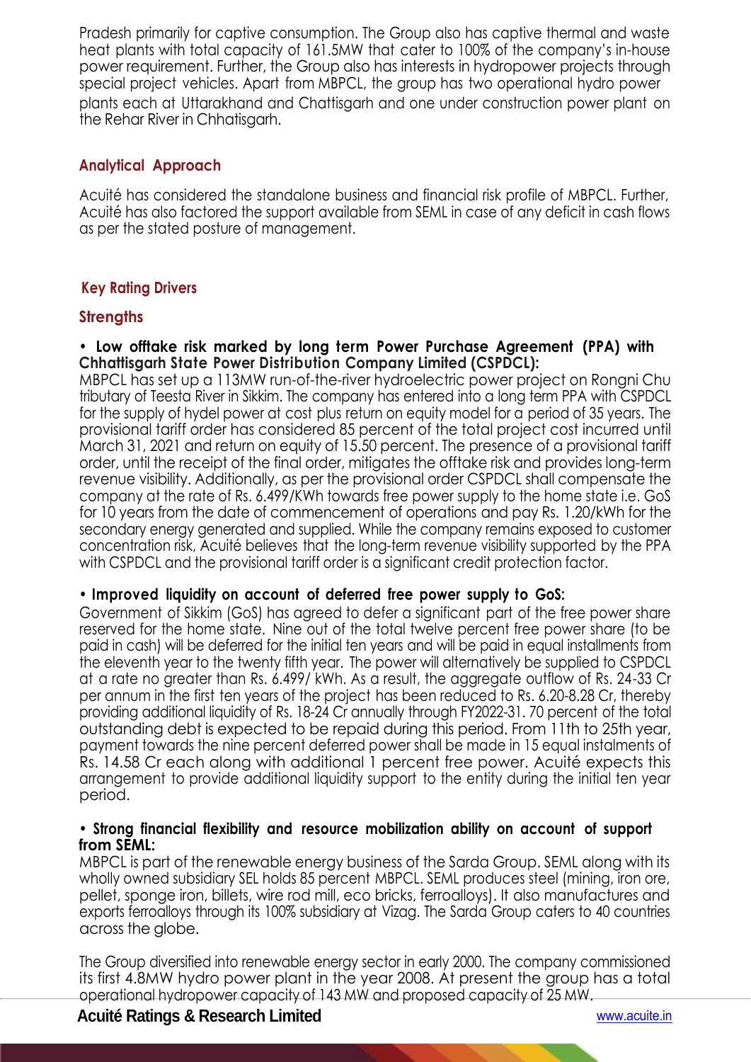Pradesh primarily for captive consumption. The Group also has captive thermal and waste heat plants with total capacity of 161.5MW that cater to 100% of the company's in-house power requirement. Further, the Group also has interests in hydropower projects through special project vehicles. Apart from MBPCL, the group has two operational hydro power plants each at Uttarakhand and Chattisgarh and one under construction power plant on the Rehar River in Chhatisgarh.

## Analytical Approach

Acuité has considered the standalone business and financial risk profile of MBPCL. Further, Acuité has also factored the support available from SEML in case of any deficit in cash flows as per the stated posture of management.

## Key Rating Drivers

### Strengths

**• Low offtake risk marked by long term Power Purchase Agreement (PPA) with Chhattisgarh State Power Distribution Company Limited (CSPDCL):**

MBPCL has set up a 113MW run-of-the-river hydroelectric power project on Rongni Chu tributary of Teesta River in Sikkim. The company has entered into a long term PPA with CSPDCL for the supply of hydel power at cost plus return on equity model for a period of 35 years. The provisional tariff order has considered 85 percent of the total project cost incurred until March 31, 2021 and return on equity of 15.50 percent. The presence of a provisional tariff order, until the receipt of the final order, mitigates the offtake risk and provides long-term revenue visibility. Additionally, as per the provisional order CSPDCL shall compensate the company at the rate of Rs. 6.499/KWh towards free power supply to the home state i.e. GoS for 10 years from the date of commencement of operations and pay Rs. 1.20/kWh for the secondary energy generated and supplied. While the company remains exposed to customer concentration risk, Acuité believes that the long-term revenue visibility supported by the PPA with CSPDCL and the provisional tariff order is a significant credit protection factor.

**• Improved liquidity on account of deferred free power supply to GoS:**

Government of Sikkim (GoS) has agreed to defer a significant part of the free power share reserved for the home state. Nine out of the total twelve percent free power share (to be paid in cash) will be deferred for the initial ten years and will be paid in equal installments from the eleventh year to the twenty fifth year. The power will alternatively be supplied to CSPDCL at a rate no greater than Rs. 6.499/ kWh. As a result, the aggregate outflow of Rs. 24-33 Cr per annum in the first ten years of the project has been reduced to Rs. 6.20-8.28 Cr, thereby providing additional liquidity of Rs. 18-24 Cr annually through FY2022-31. 70 percent of the total outstanding debt is expected to be repaid during this period. From 11th to 25th year, payment towards the nine percent deferred power shall be made in 15 equal instalments of Rs. 14.58 Cr each along with additional 1 percent free power. Acuité expects this arrangement to provide additional liquidity support to the entity during the initial ten year period.

**• Strong financial flexibility and resource mobilization ability on account of support from SEML:**

MBPCL is part of the renewable energy business of the Sarda Group. SEML along with its wholly owned subsidiary SEL holds 85 percent MBPCL. SEML produces steel (mining, iron ore, pellet, sponge iron, billets, wire rod mill, eco bricks, ferroalloys). It also manufactures and exports ferroalloys through its 100% subsidiary at Vizag. The Sarda Group caters to 40 countries across the globe.

The Group diversified into renewable energy sector in early 2000. The company commissioned its first 4.8MW hydro power plant in the year 2008. At present the group has a total operational hydropower capacity of 143 MW and proposed capacity of 25 MW.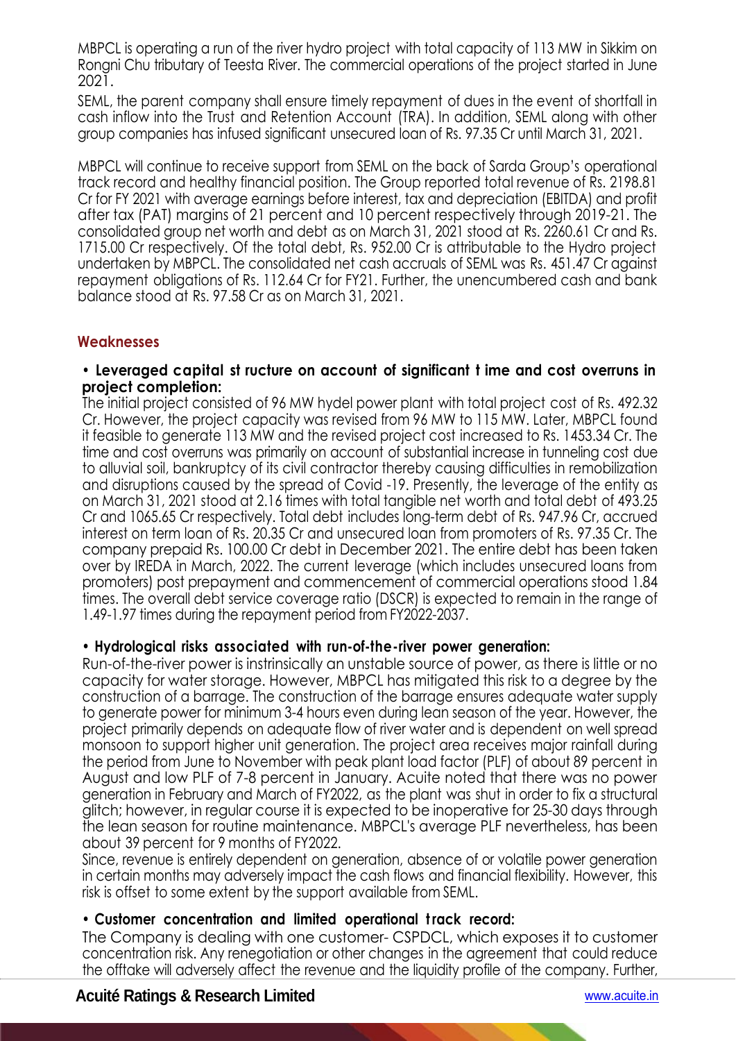MBPCL is operating a run of the river hydro project with total capacity of 113 MW in Sikkim on Rongni Chu tributary of Teesta River. The commercial operations of the project started in June 2021.

SEML, the parent company shall ensure timely repayment of dues in the event of shortfall in cash inflow into the Trust and Retention Account (TRA). In addition, SEML along with other group companies has infused significant unsecured loan of Rs. 97.35 Cr until March 31, 2021.

MBPCL will continue to receive support from SEML on the back of Sarda Group's operational track record and healthy financial position. The Group reported total revenue of Rs. 2198.81 Cr for FY 2021 with average earnings before interest, tax and depreciation (EBITDA) and profit after tax (PAT) margins of 21 percent and 10 percent respectively through 2019-21. The consolidated group net worth and debt as on March 31, 2021 stood at Rs. 2260.61 Cr and Rs. 1715.00 Cr respectively. Of the total debt, Rs. 952.00 Cr is attributable to the Hydro project undertaken by MBPCL. The consolidated net cash accruals of SEML was Rs. 451.47 Cr against repayment obligations of Rs. 112.64 Cr for FY21. Further, the unencumbered cash and bank balance stood at Rs. 97.58 Cr as on March 31, 2021.

## Weaknesses

- **Leveraged capital structure on account of significant time and cost overruns in project completion:**

The initial project consisted of 96 MW hydel power plant with total project cost of Rs. 492.32 Cr. However, the project capacity was revised from 96 MW to 115 MW. Later, MBPCL found it feasible to generate 113 MW and the revised project cost increased to Rs. 1453.34 Cr. The time and cost overruns was primarily on account of substantial increase in tunneling cost due to alluvial soil, bankruptcy of its civil contractor thereby causing difficulties in remobilization and disruptions caused by the spread of Covid -19. Presently, the leverage of the entity as on March 31, 2021 stood at 2.16 times with total tangible net worth and total debt of 493.25 Cr and 1065.65 Cr respectively. Total debt includes long-term debt of Rs. 947.96 Cr, accrued interest on term loan of Rs. 20.35 Cr and unsecured loan from promoters of Rs. 97.35 Cr. The company prepaid Rs. 100.00 Cr debt in December 2021. The entire debt has been taken over by IREDA in March, 2022. The current leverage (which includes unsecured loans from promoters) post prepayment and commencement of commercial operations stood 1.84 times. The overall debt service coverage ratio (DSCR) is expected to remain in the range of 1.49-1.97 times during the repayment period from FY2022-2037.

- **Hydrological risks associated with run-of-the-river power generation:**

Run-of-the-river power is instrinsically an unstable source of power, as there is little or no capacity for water storage. However, MBPCL has mitigated this risk to a degree by the construction of a barrage. The construction of the barrage ensures adequate water supply to generate power for minimum 3-4 hours even during lean season of the year. However, the project primarily depends on adequate flow of river water and is dependent on well spread monsoon to support higher unit generation. The project area receives major rainfall during the period from June to November with peak plant load factor (PLF) of about 89 percent in August and low PLF of 7-8 percent in January. Acuite noted that there was no power generation in February and March of FY2022, as the plant was shut in order to fix a structural glitch; however, in regular course it is expected to be inoperative for 25-30 days through the lean season for routine maintenance. MBPCL's average PLF nevertheless, has been about 39 percent for 9 months of FY2022.

Since, revenue is entirely dependent on generation, absence of or volatile power generation in certain months may adversely impact the cash flows and financial flexibility. However, this risk is offset to some extent by the support available from SEML.

- **Customer concentration and limited operational track record:**

The Company is dealing with one customer- CSPDCL, which exposes it to customer concentration risk. Any renegotiation or other changes in the agreement that could reduce the offtake will adversely affect the revenue and the liquidity profile of the company. Further,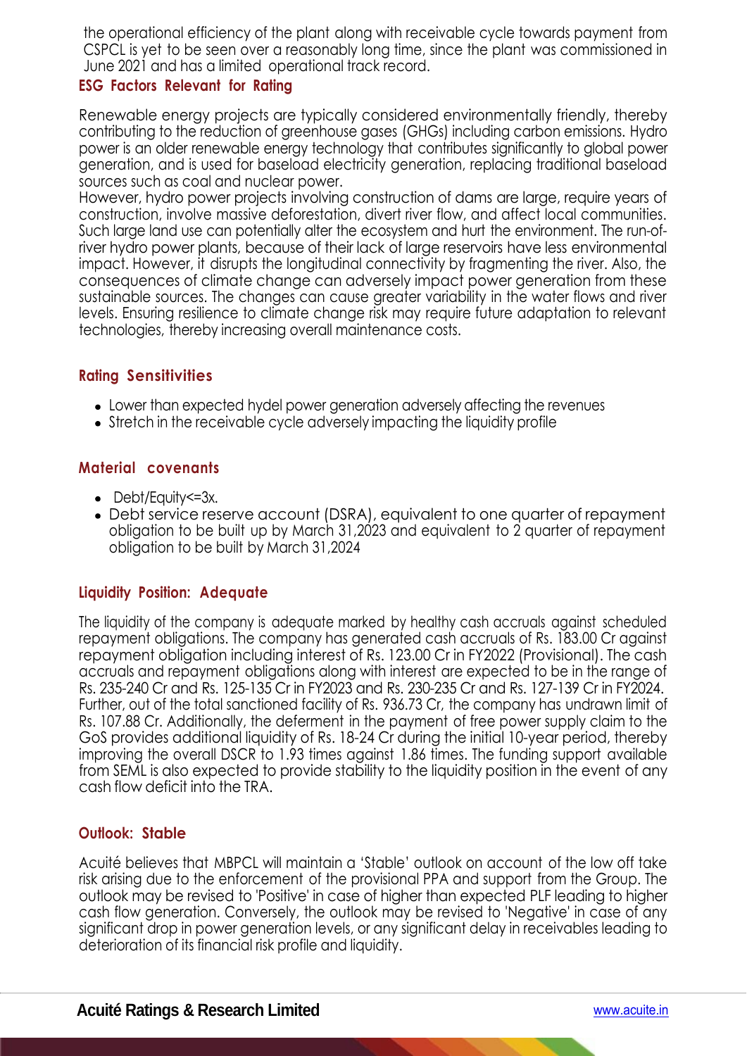the operational efficiency of the plant along with receivable cycle towards payment from CSPCL is yet to be seen over a reasonably long time, since the plant was commissioned in June 2021 and has a limited operational track record.

### ESG Factors Relevant for Rating

Renewable energy projects are typically considered environmentally friendly, thereby contributing to the reduction of greenhouse gases (GHGs) including carbon emissions. Hydro power is an older renewable energy technology that contributes significantly to global power generation, and is used for baseload electricity generation, replacing traditional baseload sources such as coal and nuclear power.
However, hydro power projects involving construction of dams are large, require years of construction, involve massive deforestation, divert river flow, and affect local communities. Such large land use can potentially alter the ecosystem and hurt the environment. The run-of-river hydro power plants, because of their lack of large reservoirs have less environmental impact. However, it disrupts the longitudinal connectivity by fragmenting the river. Also, the consequences of climate change can adversely impact power generation from these sustainable sources. The changes can cause greater variability in the water flows and river levels. Ensuring resilience to climate change risk may require future adaptation to relevant technologies, thereby increasing overall maintenance costs.

### Rating Sensitivities

- Lower than expected hydel power generation adversely affecting the revenues
- Stretch in the receivable cycle adversely impacting the liquidity profile

### Material covenants

- Debt/Equity<=3x.
- Debt service reserve account (DSRA), equivalent to one quarter of repayment obligation to be built up by March 31,2023 and equivalent to 2 quarter of repayment obligation to be built by March 31,2024

### Liquidity Position: Adequate

The liquidity of the company is adequate marked by healthy cash accruals against scheduled repayment obligations. The company has generated cash accruals of Rs. 183.00 Cr against repayment obligation including interest of Rs. 123.00 Cr in FY2022 (Provisional). The cash accruals and repayment obligations along with interest are expected to be in the range of Rs. 235-240 Cr and Rs. 125-135 Cr in FY2023 and Rs. 230-235 Cr and Rs. 127-139 Cr in FY2024. Further, out of the total sanctioned facility of Rs. 936.73 Cr, the company has undrawn limit of Rs. 107.88 Cr. Additionally, the deferment in the payment of free power supply claim to the GoS provides additional liquidity of Rs. 18-24 Cr during the initial 10-year period, thereby improving the overall DSCR to 1.93 times against 1.86 times. The funding support available from SEML is also expected to provide stability to the liquidity position in the event of any cash flow deficit into the TRA.

### Outlook: Stable

Acuité believes that MBPCL will maintain a 'Stable' outlook on account of the low off take risk arising due to the enforcement of the provisional PPA and support from the Group. The outlook may be revised to 'Positive' in case of higher than expected PLF leading to higher cash flow generation. Conversely, the outlook may be revised to 'Negative' in case of any significant drop in power generation levels, or any significant delay in receivables leading to deterioration of its financial risk profile and liquidity.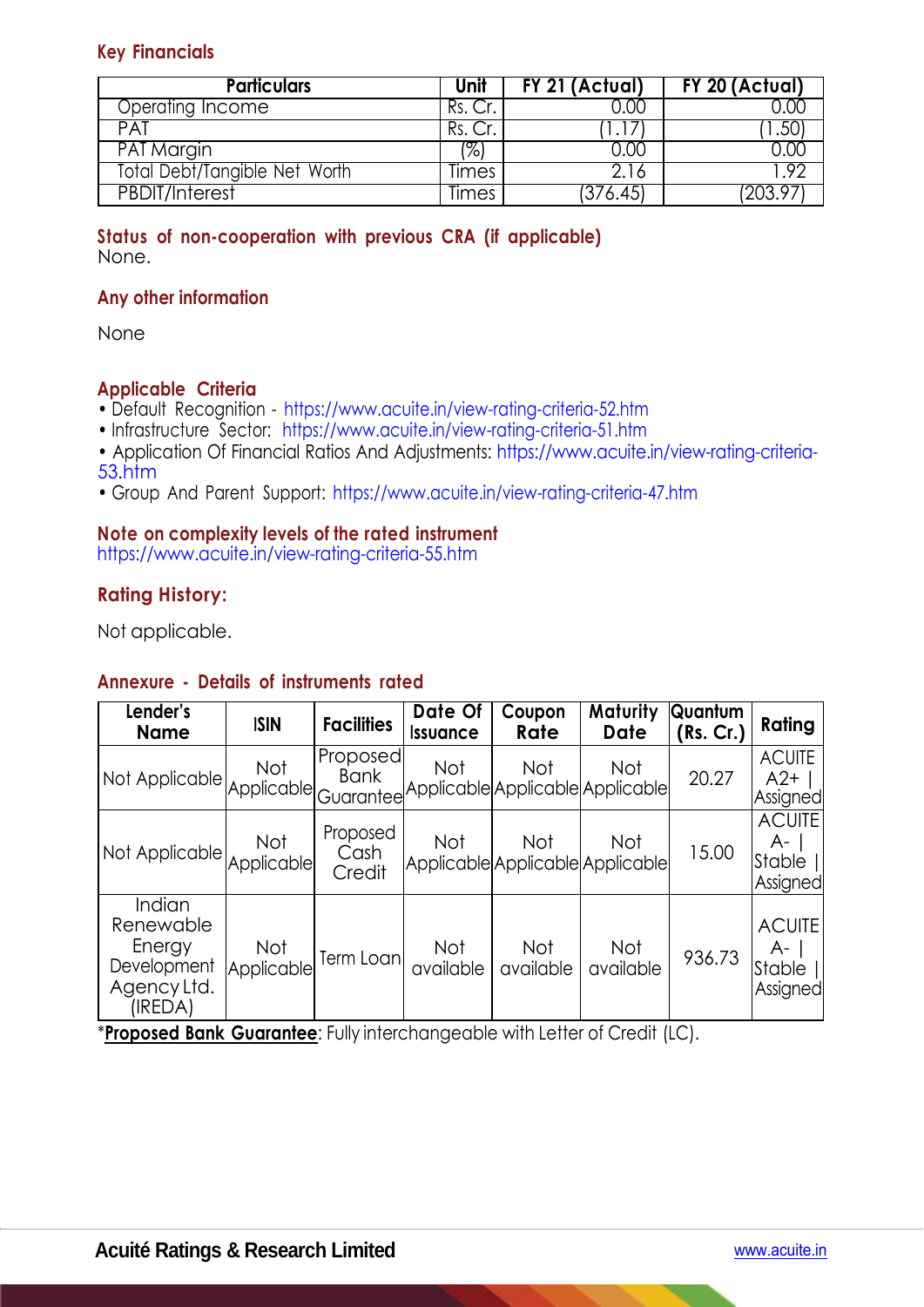## Key Financials

| Particulars | Unit | FY 21 (Actual) | FY 20 (Actual) |
|---|---|---|---|
| Operating Income | Rs. Cr. | 0.00 | 0.00 |
| PAT | Rs. Cr. | (1.17) | (1.50) |
| PAT Margin | (%) | 0.00 | 0.00 |
| Total Debt/Tangible Net Worth | Times | 2.16 | 1.92 |
| PBDIT/Interest | Times | (376.45) | (203.97) |

## Status of non-cooperation with previous CRA (if applicable)

None.

## Any other information

None

## Applicable Criteria

- Default Recognition - https://www.acuite.in/view-rating-criteria-52.htm
- Infrastructure Sector: https://www.acuite.in/view-rating-criteria-51.htm
- Application Of Financial Ratios And Adjustments: https://www.acuite.in/view-rating-criteria-53.htm
- Group And Parent Support: https://www.acuite.in/view-rating-criteria-47.htm

## Note on complexity levels of the rated instrument

https://www.acuite.in/view-rating-criteria-55.htm

## Rating History:

Not applicable.

## Annexure - Details of instruments rated

| Lender's Name | ISIN | Facilities | Date Of Issuance | Coupon Rate | Maturity Date | Quantum (Rs. Cr.) | Rating |
|---|---|---|---|---|---|---|---|
| Not Applicable | Not Applicable | Proposed Bank Guarantee | Not Applicable | Not Applicable | Not Applicable | 20.27 | ACUITE A2+ \| Assigned |
| Not Applicable | Not Applicable | Proposed Cash Credit | Not Applicable | Not Applicable | Not Applicable | 15.00 | ACUITE A- \| Stable \| Assigned |
| Indian Renewable Energy Development Agency Ltd. (IREDA) | Not Applicable | Term Loan | Not available | Not available | Not available | 936.73 | ACUITE A- \| Stable \| Assigned |

*__Proposed Bank Guarantee__: Fully interchangeable with Letter of Credit (LC).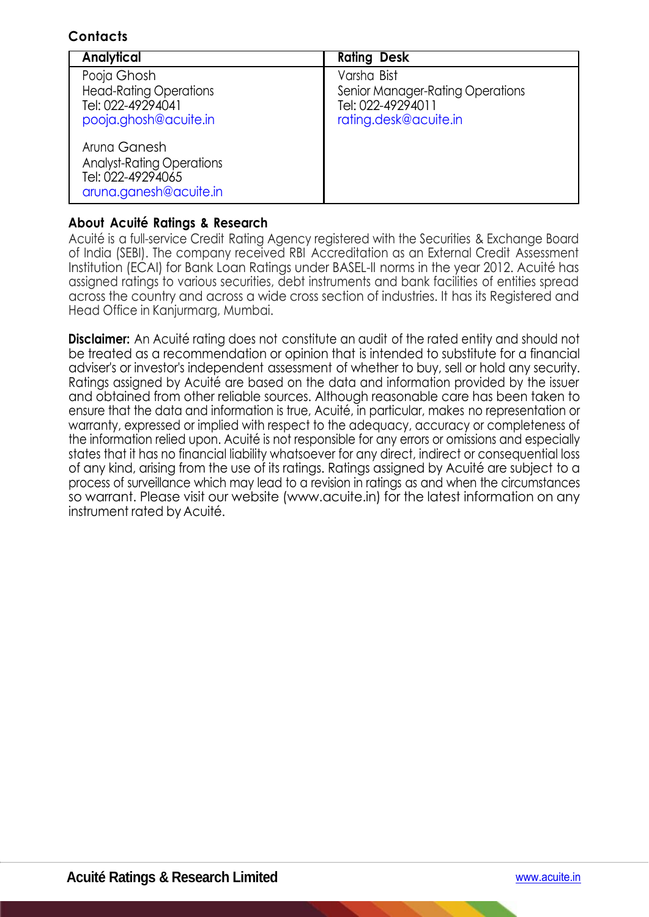## Contacts

| Analytical | Rating Desk |
| --- | --- |
| Pooja Ghosh<br>Head-Rating Operations<br>Tel: 022-49294041<br>pooja.ghosh@acuite.in<br><br>Aruna Ganesh<br>Analyst-Rating Operations<br>Tel: 022-49294065<br>aruna.ganesh@acuite.in | Varsha Bist<br>Senior Manager-Rating Operations<br>Tel: 022-49294011<br>rating.desk@acuite.in |

### About Acuité Ratings & Research

Acuité is a full-service Credit Rating Agency registered with the Securities & Exchange Board of India (SEBI). The company received RBI Accreditation as an External Credit Assessment Institution (ECAI) for Bank Loan Ratings under BASEL-II norms in the year 2012. Acuité has assigned ratings to various securities, debt instruments and bank facilities of entities spread across the country and across a wide cross section of industries. It has its Registered and Head Office in Kanjurmarg, Mumbai.

**Disclaimer:** An Acuité rating does not constitute an audit of the rated entity and should not be treated as a recommendation or opinion that is intended to substitute for a financial adviser's or investor's independent assessment of whether to buy, sell or hold any security. Ratings assigned by Acuité are based on the data and information provided by the issuer and obtained from other reliable sources. Although reasonable care has been taken to ensure that the data and information is true, Acuité, in particular, makes no representation or warranty, expressed or implied with respect to the adequacy, accuracy or completeness of the information relied upon. Acuité is not responsible for any errors or omissions and especially states that it has no financial liability whatsoever for any direct, indirect or consequential loss of any kind, arising from the use of its ratings. Ratings assigned by Acuité are subject to a process of surveillance which may lead to a revision in ratings as and when the circumstances so warrant. Please visit our website (www.acuite.in) for the latest information on any instrument rated by Acuité.